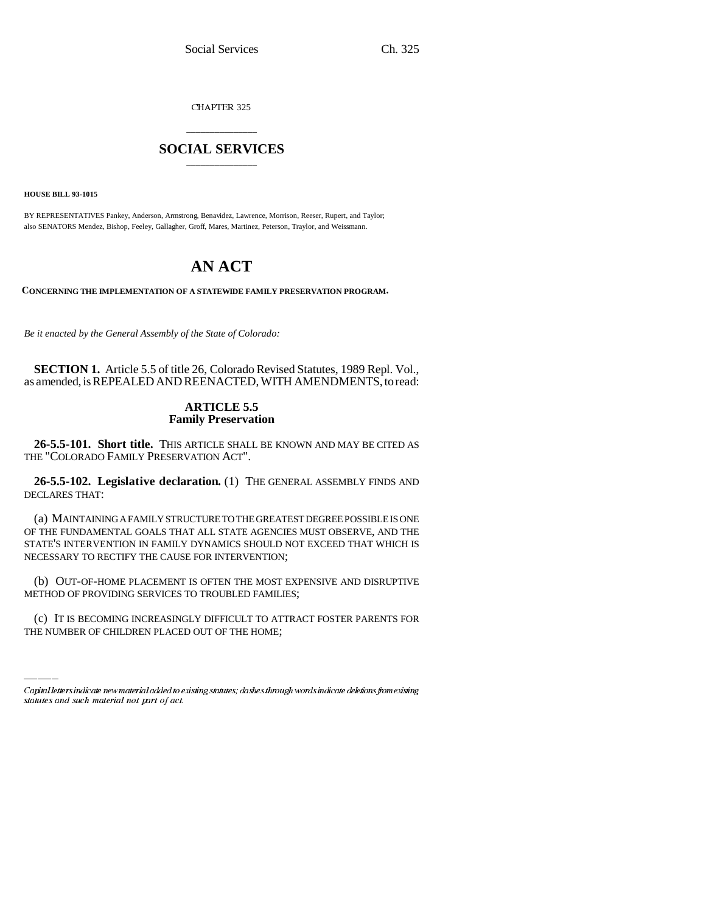CHAPTER 325

# SOCIAL SERVICES

**HOUSE BILL 93-1015**

BY REPRESENTATIVES Pankey, Anderson, Armstrong, Benavidez, Lawrence, Morrison, Reeser, Rupert, and Taylor; also SENATORS Mendez, Bishop, Feeley, Gallagher, Groff, Mares, Martinez, Peterson, Traylor, and Weissmann.

# AN ACT

**CONCERNING THE IMPLEMENTATION OF A STATEWIDE FAMILY PRESERVATION PROGRAM.**

*Be it enacted by the General Assembly of the State of Colorado:*

**SECTION 1.** Article 5.5 of title 26, Colorado Revised Statutes, 1989 Repl. Vol., as amended, is REPEALED AND REENACTED, WITH AMENDMENTS, to read:

## ARTICLE 5.5
## Family Preservation

**26-5.5-101. Short title.** THIS ARTICLE SHALL BE KNOWN AND MAY BE CITED AS THE "COLORADO FAMILY PRESERVATION ACT".

**26-5.5-102. Legislative declaration.** (1) THE GENERAL ASSEMBLY FINDS AND DECLARES THAT:

(a) MAINTAINING A FAMILY STRUCTURE TO THE GREATEST DEGREE POSSIBLE IS ONE OF THE FUNDAMENTAL GOALS THAT ALL STATE AGENCIES MUST OBSERVE, AND THE STATE'S INTERVENTION IN FAMILY DYNAMICS SHOULD NOT EXCEED THAT WHICH IS NECESSARY TO RECTIFY THE CAUSE FOR INTERVENTION;

(b) OUT-OF-HOME PLACEMENT IS OFTEN THE MOST EXPENSIVE AND DISRUPTIVE METHOD OF PROVIDING SERVICES TO TROUBLED FAMILIES;

(c) IT IS BECOMING INCREASINGLY DIFFICULT TO ATTRACT FOSTER PARENTS FOR THE NUMBER OF CHILDREN PLACED OUT OF THE HOME;

Capital letters indicate new material added to existing statutes; dashes through words indicate deletions from existing statutes and such material not part of act.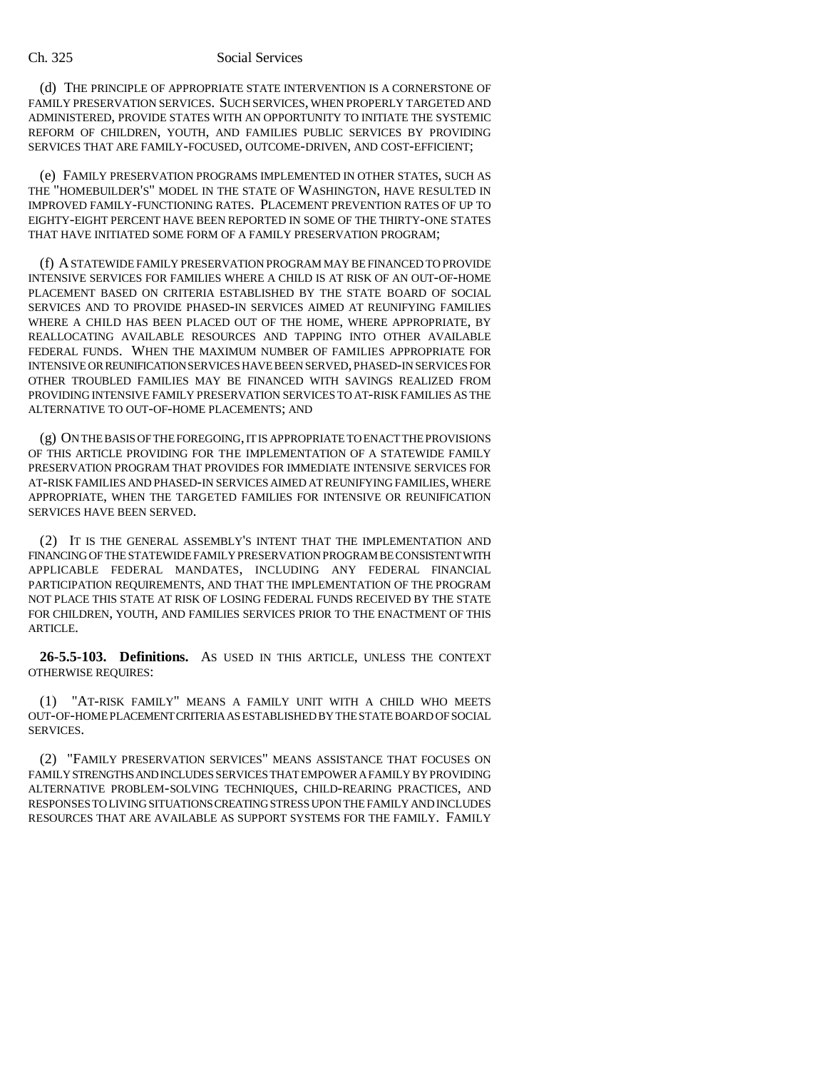(d) THE PRINCIPLE OF APPROPRIATE STATE INTERVENTION IS A CORNERSTONE OF FAMILY PRESERVATION SERVICES. SUCH SERVICES, WHEN PROPERLY TARGETED AND ADMINISTERED, PROVIDE STATES WITH AN OPPORTUNITY TO INITIATE THE SYSTEMIC REFORM OF CHILDREN, YOUTH, AND FAMILIES PUBLIC SERVICES BY PROVIDING SERVICES THAT ARE FAMILY-FOCUSED, OUTCOME-DRIVEN, AND COST-EFFICIENT;

(e) FAMILY PRESERVATION PROGRAMS IMPLEMENTED IN OTHER STATES, SUCH AS THE "HOMEBUILDER'S" MODEL IN THE STATE OF WASHINGTON, HAVE RESULTED IN IMPROVED FAMILY-FUNCTIONING RATES. PLACEMENT PREVENTION RATES OF UP TO EIGHTY-EIGHT PERCENT HAVE BEEN REPORTED IN SOME OF THE THIRTY-ONE STATES THAT HAVE INITIATED SOME FORM OF A FAMILY PRESERVATION PROGRAM;

(f) A STATEWIDE FAMILY PRESERVATION PROGRAM MAY BE FINANCED TO PROVIDE INTENSIVE SERVICES FOR FAMILIES WHERE A CHILD IS AT RISK OF AN OUT-OF-HOME PLACEMENT BASED ON CRITERIA ESTABLISHED BY THE STATE BOARD OF SOCIAL SERVICES AND TO PROVIDE PHASED-IN SERVICES AIMED AT REUNIFYING FAMILIES WHERE A CHILD HAS BEEN PLACED OUT OF THE HOME, WHERE APPROPRIATE, BY REALLOCATING AVAILABLE RESOURCES AND TAPPING INTO OTHER AVAILABLE FEDERAL FUNDS. WHEN THE MAXIMUM NUMBER OF FAMILIES APPROPRIATE FOR INTENSIVE OR REUNIFICATION SERVICES HAVE BEEN SERVED, PHASED-IN SERVICES FOR OTHER TROUBLED FAMILIES MAY BE FINANCED WITH SAVINGS REALIZED FROM PROVIDING INTENSIVE FAMILY PRESERVATION SERVICES TO AT-RISK FAMILIES AS THE ALTERNATIVE TO OUT-OF-HOME PLACEMENTS; AND

(g) ON THE BASIS OF THE FOREGOING, IT IS APPROPRIATE TO ENACT THE PROVISIONS OF THIS ARTICLE PROVIDING FOR THE IMPLEMENTATION OF A STATEWIDE FAMILY PRESERVATION PROGRAM THAT PROVIDES FOR IMMEDIATE INTENSIVE SERVICES FOR AT-RISK FAMILIES AND PHASED-IN SERVICES AIMED AT REUNIFYING FAMILIES, WHERE APPROPRIATE, WHEN THE TARGETED FAMILIES FOR INTENSIVE OR REUNIFICATION SERVICES HAVE BEEN SERVED.

(2) IT IS THE GENERAL ASSEMBLY'S INTENT THAT THE IMPLEMENTATION AND FINANCING OF THE STATEWIDE FAMILY PRESERVATION PROGRAM BE CONSISTENT WITH APPLICABLE FEDERAL MANDATES, INCLUDING ANY FEDERAL FINANCIAL PARTICIPATION REQUIREMENTS, AND THAT THE IMPLEMENTATION OF THE PROGRAM NOT PLACE THIS STATE AT RISK OF LOSING FEDERAL FUNDS RECEIVED BY THE STATE FOR CHILDREN, YOUTH, AND FAMILIES SERVICES PRIOR TO THE ENACTMENT OF THIS ARTICLE.

**26-5.5-103. Definitions.** AS USED IN THIS ARTICLE, UNLESS THE CONTEXT OTHERWISE REQUIRES:

(1) "AT-RISK FAMILY" MEANS A FAMILY UNIT WITH A CHILD WHO MEETS OUT-OF-HOME PLACEMENT CRITERIA AS ESTABLISHED BY THE STATE BOARD OF SOCIAL SERVICES.

(2) "FAMILY PRESERVATION SERVICES" MEANS ASSISTANCE THAT FOCUSES ON FAMILY STRENGTHS AND INCLUDES SERVICES THAT EMPOWER A FAMILY BY PROVIDING ALTERNATIVE PROBLEM-SOLVING TECHNIQUES, CHILD-REARING PRACTICES, AND RESPONSES TO LIVING SITUATIONS CREATING STRESS UPON THE FAMILY AND INCLUDES RESOURCES THAT ARE AVAILABLE AS SUPPORT SYSTEMS FOR THE FAMILY. FAMILY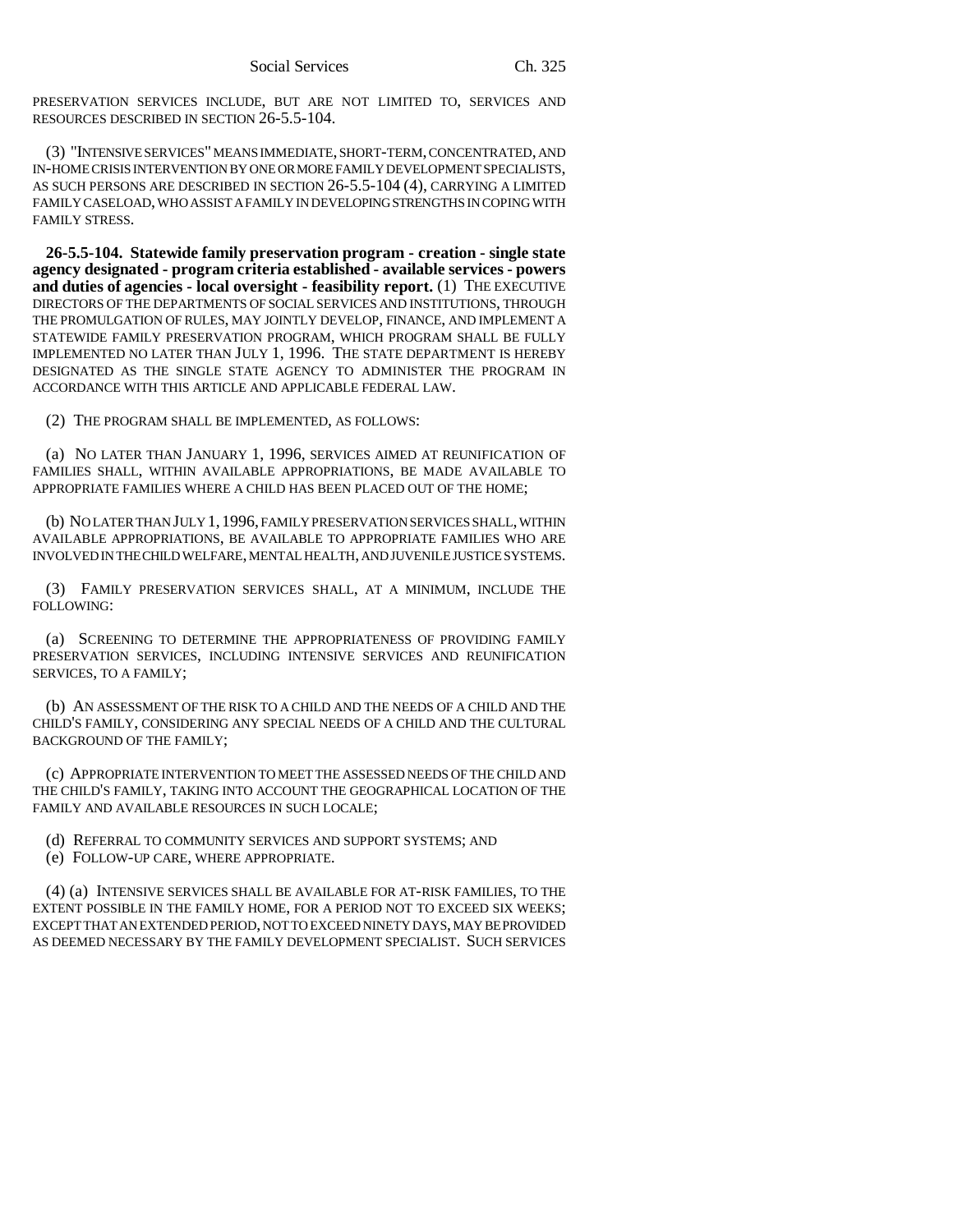PRESERVATION SERVICES INCLUDE, BUT ARE NOT LIMITED TO, SERVICES AND RESOURCES DESCRIBED IN SECTION 26-5.5-104.

(3) "INTENSIVE SERVICES" MEANS IMMEDIATE, SHORT-TERM, CONCENTRATED, AND IN-HOME CRISIS INTERVENTION BY ONE OR MORE FAMILY DEVELOPMENT SPECIALISTS, AS SUCH PERSONS ARE DESCRIBED IN SECTION 26-5.5-104 (4), CARRYING A LIMITED FAMILY CASELOAD, WHO ASSIST A FAMILY IN DEVELOPING STRENGTHS IN COPING WITH FAMILY STRESS.

**26-5.5-104. Statewide family preservation program - creation - single state agency designated - program criteria established - available services - powers and duties of agencies - local oversight - feasibility report.** (1) THE EXECUTIVE DIRECTORS OF THE DEPARTMENTS OF SOCIAL SERVICES AND INSTITUTIONS, THROUGH THE PROMULGATION OF RULES, MAY JOINTLY DEVELOP, FINANCE, AND IMPLEMENT A STATEWIDE FAMILY PRESERVATION PROGRAM, WHICH PROGRAM SHALL BE FULLY IMPLEMENTED NO LATER THAN JULY 1, 1996. THE STATE DEPARTMENT IS HEREBY DESIGNATED AS THE SINGLE STATE AGENCY TO ADMINISTER THE PROGRAM IN ACCORDANCE WITH THIS ARTICLE AND APPLICABLE FEDERAL LAW.

(2) THE PROGRAM SHALL BE IMPLEMENTED, AS FOLLOWS:

(a) NO LATER THAN JANUARY 1, 1996, SERVICES AIMED AT REUNIFICATION OF FAMILIES SHALL, WITHIN AVAILABLE APPROPRIATIONS, BE MADE AVAILABLE TO APPROPRIATE FAMILIES WHERE A CHILD HAS BEEN PLACED OUT OF THE HOME;

(b) NO LATER THAN JULY 1, 1996, FAMILY PRESERVATION SERVICES SHALL, WITHIN AVAILABLE APPROPRIATIONS, BE AVAILABLE TO APPROPRIATE FAMILIES WHO ARE INVOLVED IN THE CHILD WELFARE, MENTAL HEALTH, AND JUVENILE JUSTICE SYSTEMS.

(3) FAMILY PRESERVATION SERVICES SHALL, AT A MINIMUM, INCLUDE THE FOLLOWING:

(a) SCREENING TO DETERMINE THE APPROPRIATENESS OF PROVIDING FAMILY PRESERVATION SERVICES, INCLUDING INTENSIVE SERVICES AND REUNIFICATION SERVICES, TO A FAMILY;

(b) AN ASSESSMENT OF THE RISK TO A CHILD AND THE NEEDS OF A CHILD AND THE CHILD'S FAMILY, CONSIDERING ANY SPECIAL NEEDS OF A CHILD AND THE CULTURAL BACKGROUND OF THE FAMILY;

(c) APPROPRIATE INTERVENTION TO MEET THE ASSESSED NEEDS OF THE CHILD AND THE CHILD'S FAMILY, TAKING INTO ACCOUNT THE GEOGRAPHICAL LOCATION OF THE FAMILY AND AVAILABLE RESOURCES IN SUCH LOCALE;

(d) REFERRAL TO COMMUNITY SERVICES AND SUPPORT SYSTEMS; AND

(e) FOLLOW-UP CARE, WHERE APPROPRIATE.

(4) (a) INTENSIVE SERVICES SHALL BE AVAILABLE FOR AT-RISK FAMILIES, TO THE EXTENT POSSIBLE IN THE FAMILY HOME, FOR A PERIOD NOT TO EXCEED SIX WEEKS; EXCEPT THAT AN EXTENDED PERIOD, NOT TO EXCEED NINETY DAYS, MAY BE PROVIDED AS DEEMED NECESSARY BY THE FAMILY DEVELOPMENT SPECIALIST. SUCH SERVICES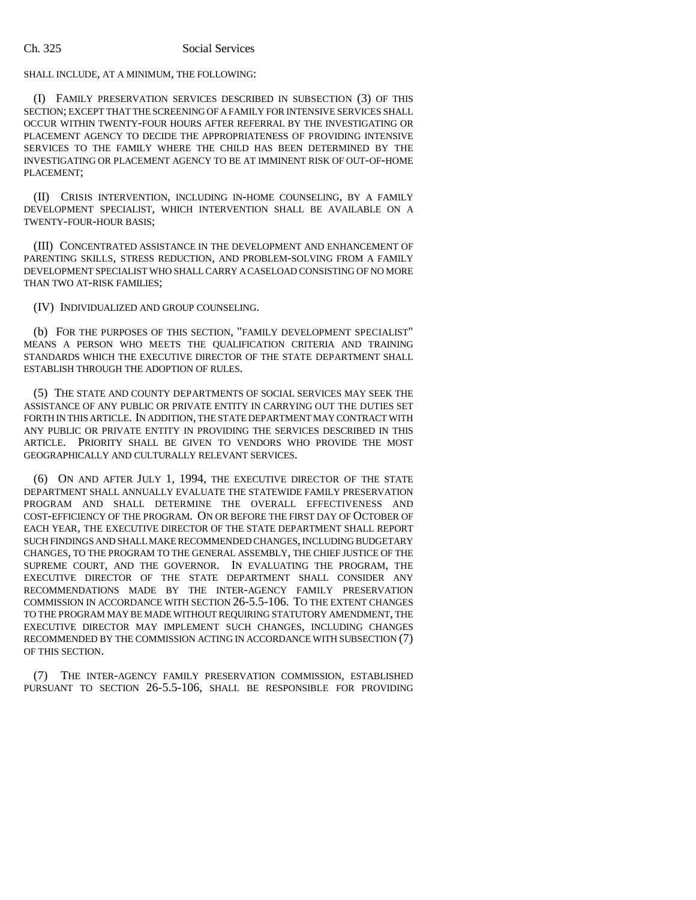SHALL INCLUDE, AT A MINIMUM, THE FOLLOWING:

(I) FAMILY PRESERVATION SERVICES DESCRIBED IN SUBSECTION (3) OF THIS SECTION; EXCEPT THAT THE SCREENING OF A FAMILY FOR INTENSIVE SERVICES SHALL OCCUR WITHIN TWENTY-FOUR HOURS AFTER REFERRAL BY THE INVESTIGATING OR PLACEMENT AGENCY TO DECIDE THE APPROPRIATENESS OF PROVIDING INTENSIVE SERVICES TO THE FAMILY WHERE THE CHILD HAS BEEN DETERMINED BY THE INVESTIGATING OR PLACEMENT AGENCY TO BE AT IMMINENT RISK OF OUT-OF-HOME PLACEMENT;

(II) CRISIS INTERVENTION, INCLUDING IN-HOME COUNSELING, BY A FAMILY DEVELOPMENT SPECIALIST, WHICH INTERVENTION SHALL BE AVAILABLE ON A TWENTY-FOUR-HOUR BASIS;

(III) CONCENTRATED ASSISTANCE IN THE DEVELOPMENT AND ENHANCEMENT OF PARENTING SKILLS, STRESS REDUCTION, AND PROBLEM-SOLVING FROM A FAMILY DEVELOPMENT SPECIALIST WHO SHALL CARRY A CASELOAD CONSISTING OF NO MORE THAN TWO AT-RISK FAMILIES;

(IV) INDIVIDUALIZED AND GROUP COUNSELING.

(b) FOR THE PURPOSES OF THIS SECTION, "FAMILY DEVELOPMENT SPECIALIST" MEANS A PERSON WHO MEETS THE QUALIFICATION CRITERIA AND TRAINING STANDARDS WHICH THE EXECUTIVE DIRECTOR OF THE STATE DEPARTMENT SHALL ESTABLISH THROUGH THE ADOPTION OF RULES.

(5) THE STATE AND COUNTY DEPARTMENTS OF SOCIAL SERVICES MAY SEEK THE ASSISTANCE OF ANY PUBLIC OR PRIVATE ENTITY IN CARRYING OUT THE DUTIES SET FORTH IN THIS ARTICLE. IN ADDITION, THE STATE DEPARTMENT MAY CONTRACT WITH ANY PUBLIC OR PRIVATE ENTITY IN PROVIDING THE SERVICES DESCRIBED IN THIS ARTICLE. PRIORITY SHALL BE GIVEN TO VENDORS WHO PROVIDE THE MOST GEOGRAPHICALLY AND CULTURALLY RELEVANT SERVICES.

(6) ON AND AFTER JULY 1, 1994, THE EXECUTIVE DIRECTOR OF THE STATE DEPARTMENT SHALL ANNUALLY EVALUATE THE STATEWIDE FAMILY PRESERVATION PROGRAM AND SHALL DETERMINE THE OVERALL EFFECTIVENESS AND COST-EFFICIENCY OF THE PROGRAM. ON OR BEFORE THE FIRST DAY OF OCTOBER OF EACH YEAR, THE EXECUTIVE DIRECTOR OF THE STATE DEPARTMENT SHALL REPORT SUCH FINDINGS AND SHALL MAKE RECOMMENDED CHANGES, INCLUDING BUDGETARY CHANGES, TO THE PROGRAM TO THE GENERAL ASSEMBLY, THE CHIEF JUSTICE OF THE SUPREME COURT, AND THE GOVERNOR. IN EVALUATING THE PROGRAM, THE EXECUTIVE DIRECTOR OF THE STATE DEPARTMENT SHALL CONSIDER ANY RECOMMENDATIONS MADE BY THE INTER-AGENCY FAMILY PRESERVATION COMMISSION IN ACCORDANCE WITH SECTION 26-5.5-106. TO THE EXTENT CHANGES TO THE PROGRAM MAY BE MADE WITHOUT REQUIRING STATUTORY AMENDMENT, THE EXECUTIVE DIRECTOR MAY IMPLEMENT SUCH CHANGES, INCLUDING CHANGES RECOMMENDED BY THE COMMISSION ACTING IN ACCORDANCE WITH SUBSECTION (7) OF THIS SECTION.

(7) THE INTER-AGENCY FAMILY PRESERVATION COMMISSION, ESTABLISHED PURSUANT TO SECTION 26-5.5-106, SHALL BE RESPONSIBLE FOR PROVIDING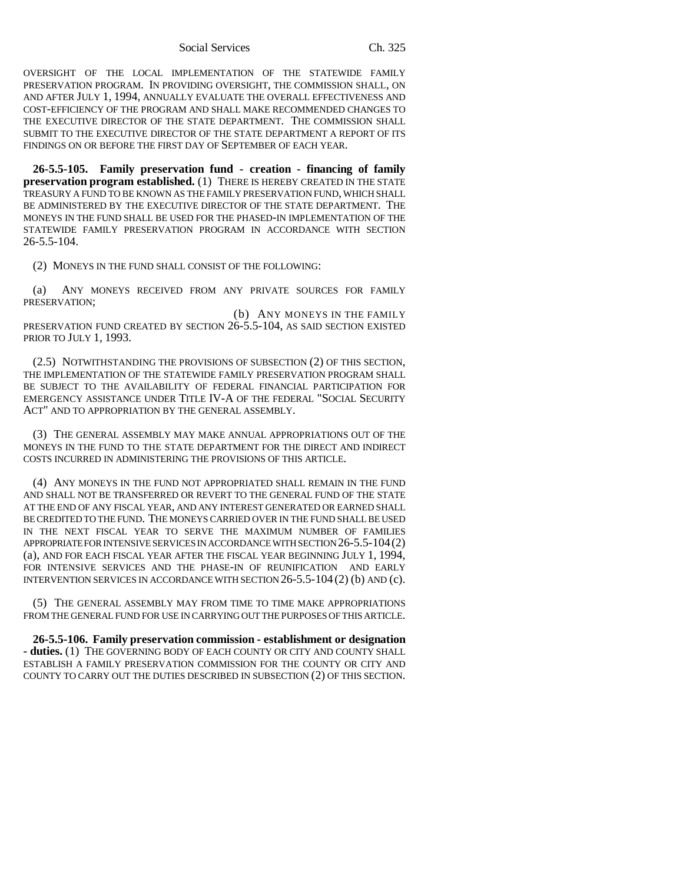OVERSIGHT OF THE LOCAL IMPLEMENTATION OF THE STATEWIDE FAMILY PRESERVATION PROGRAM. IN PROVIDING OVERSIGHT, THE COMMISSION SHALL, ON AND AFTER JULY 1, 1994, ANNUALLY EVALUATE THE OVERALL EFFECTIVENESS AND COST-EFFICIENCY OF THE PROGRAM AND SHALL MAKE RECOMMENDED CHANGES TO THE EXECUTIVE DIRECTOR OF THE STATE DEPARTMENT. THE COMMISSION SHALL SUBMIT TO THE EXECUTIVE DIRECTOR OF THE STATE DEPARTMENT A REPORT OF ITS FINDINGS ON OR BEFORE THE FIRST DAY OF SEPTEMBER OF EACH YEAR.

**26-5.5-105. Family preservation fund - creation - financing of family preservation program established.** (1) THERE IS HEREBY CREATED IN THE STATE TREASURY A FUND TO BE KNOWN AS THE FAMILY PRESERVATION FUND, WHICH SHALL BE ADMINISTERED BY THE EXECUTIVE DIRECTOR OF THE STATE DEPARTMENT. THE MONEYS IN THE FUND SHALL BE USED FOR THE PHASED-IN IMPLEMENTATION OF THE STATEWIDE FAMILY PRESERVATION PROGRAM IN ACCORDANCE WITH SECTION 26-5.5-104.

(2) MONEYS IN THE FUND SHALL CONSIST OF THE FOLLOWING:

(a) ANY MONEYS RECEIVED FROM ANY PRIVATE SOURCES FOR FAMILY PRESERVATION;

(b) ANY MONEYS IN THE FAMILY PRESERVATION FUND CREATED BY SECTION 26-5.5-104, AS SAID SECTION EXISTED PRIOR TO JULY 1, 1993.

(2.5) NOTWITHSTANDING THE PROVISIONS OF SUBSECTION (2) OF THIS SECTION, THE IMPLEMENTATION OF THE STATEWIDE FAMILY PRESERVATION PROGRAM SHALL BE SUBJECT TO THE AVAILABILITY OF FEDERAL FINANCIAL PARTICIPATION FOR EMERGENCY ASSISTANCE UNDER TITLE IV-A OF THE FEDERAL "SOCIAL SECURITY ACT" AND TO APPROPRIATION BY THE GENERAL ASSEMBLY.

(3) THE GENERAL ASSEMBLY MAY MAKE ANNUAL APPROPRIATIONS OUT OF THE MONEYS IN THE FUND TO THE STATE DEPARTMENT FOR THE DIRECT AND INDIRECT COSTS INCURRED IN ADMINISTERING THE PROVISIONS OF THIS ARTICLE.

(4) ANY MONEYS IN THE FUND NOT APPROPRIATED SHALL REMAIN IN THE FUND AND SHALL NOT BE TRANSFERRED OR REVERT TO THE GENERAL FUND OF THE STATE AT THE END OF ANY FISCAL YEAR, AND ANY INTEREST GENERATED OR EARNED SHALL BE CREDITED TO THE FUND. THE MONEYS CARRIED OVER IN THE FUND SHALL BE USED IN THE NEXT FISCAL YEAR TO SERVE THE MAXIMUM NUMBER OF FAMILIES APPROPRIATE FOR INTENSIVE SERVICES IN ACCORDANCE WITH SECTION 26-5.5-104 (2) (a), AND FOR EACH FISCAL YEAR AFTER THE FISCAL YEAR BEGINNING JULY 1, 1994, FOR INTENSIVE SERVICES AND THE PHASE-IN OF REUNIFICATION AND EARLY INTERVENTION SERVICES IN ACCORDANCE WITH SECTION 26-5.5-104 (2) (b) AND (c).

(5) THE GENERAL ASSEMBLY MAY FROM TIME TO TIME MAKE APPROPRIATIONS FROM THE GENERAL FUND FOR USE IN CARRYING OUT THE PURPOSES OF THIS ARTICLE.

**26-5.5-106. Family preservation commission - establishment or designation - duties.** (1) THE GOVERNING BODY OF EACH COUNTY OR CITY AND COUNTY SHALL ESTABLISH A FAMILY PRESERVATION COMMISSION FOR THE COUNTY OR CITY AND COUNTY TO CARRY OUT THE DUTIES DESCRIBED IN SUBSECTION (2) OF THIS SECTION.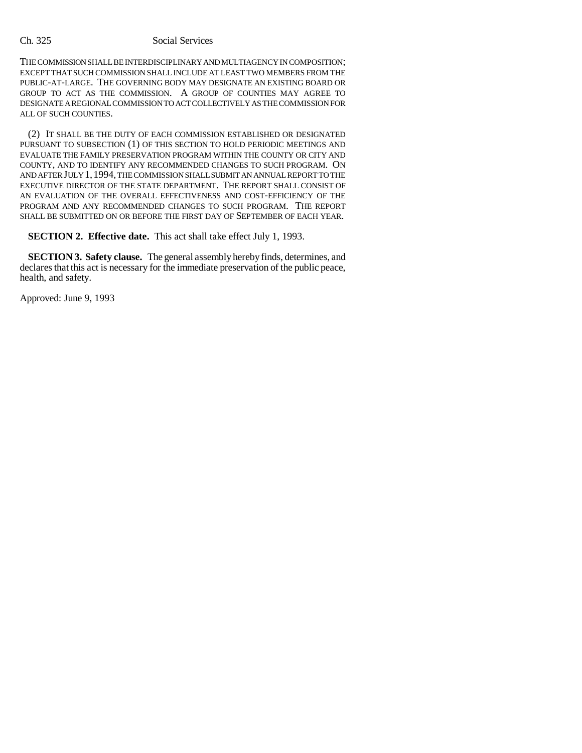THE COMMISSION SHALL BE INTERDISCIPLINARY AND MULTIAGENCY IN COMPOSITION; EXCEPT THAT SUCH COMMISSION SHALL INCLUDE AT LEAST TWO MEMBERS FROM THE PUBLIC-AT-LARGE. THE GOVERNING BODY MAY DESIGNATE AN EXISTING BOARD OR GROUP TO ACT AS THE COMMISSION. A GROUP OF COUNTIES MAY AGREE TO DESIGNATE A REGIONAL COMMISSION TO ACT COLLECTIVELY AS THE COMMISSION FOR ALL OF SUCH COUNTIES.

(2) IT SHALL BE THE DUTY OF EACH COMMISSION ESTABLISHED OR DESIGNATED PURSUANT TO SUBSECTION (1) OF THIS SECTION TO HOLD PERIODIC MEETINGS AND EVALUATE THE FAMILY PRESERVATION PROGRAM WITHIN THE COUNTY OR CITY AND COUNTY, AND TO IDENTIFY ANY RECOMMENDED CHANGES TO SUCH PROGRAM. ON AND AFTER JULY 1, 1994, THE COMMISSION SHALL SUBMIT AN ANNUAL REPORT TO THE EXECUTIVE DIRECTOR OF THE STATE DEPARTMENT. THE REPORT SHALL CONSIST OF AN EVALUATION OF THE OVERALL EFFECTIVENESS AND COST-EFFICIENCY OF THE PROGRAM AND ANY RECOMMENDED CHANGES TO SUCH PROGRAM. THE REPORT SHALL BE SUBMITTED ON OR BEFORE THE FIRST DAY OF SEPTEMBER OF EACH YEAR.

**SECTION 2. Effective date.** This act shall take effect July 1, 1993.

**SECTION 3. Safety clause.** The general assembly hereby finds, determines, and declares that this act is necessary for the immediate preservation of the public peace, health, and safety.

Approved: June 9, 1993